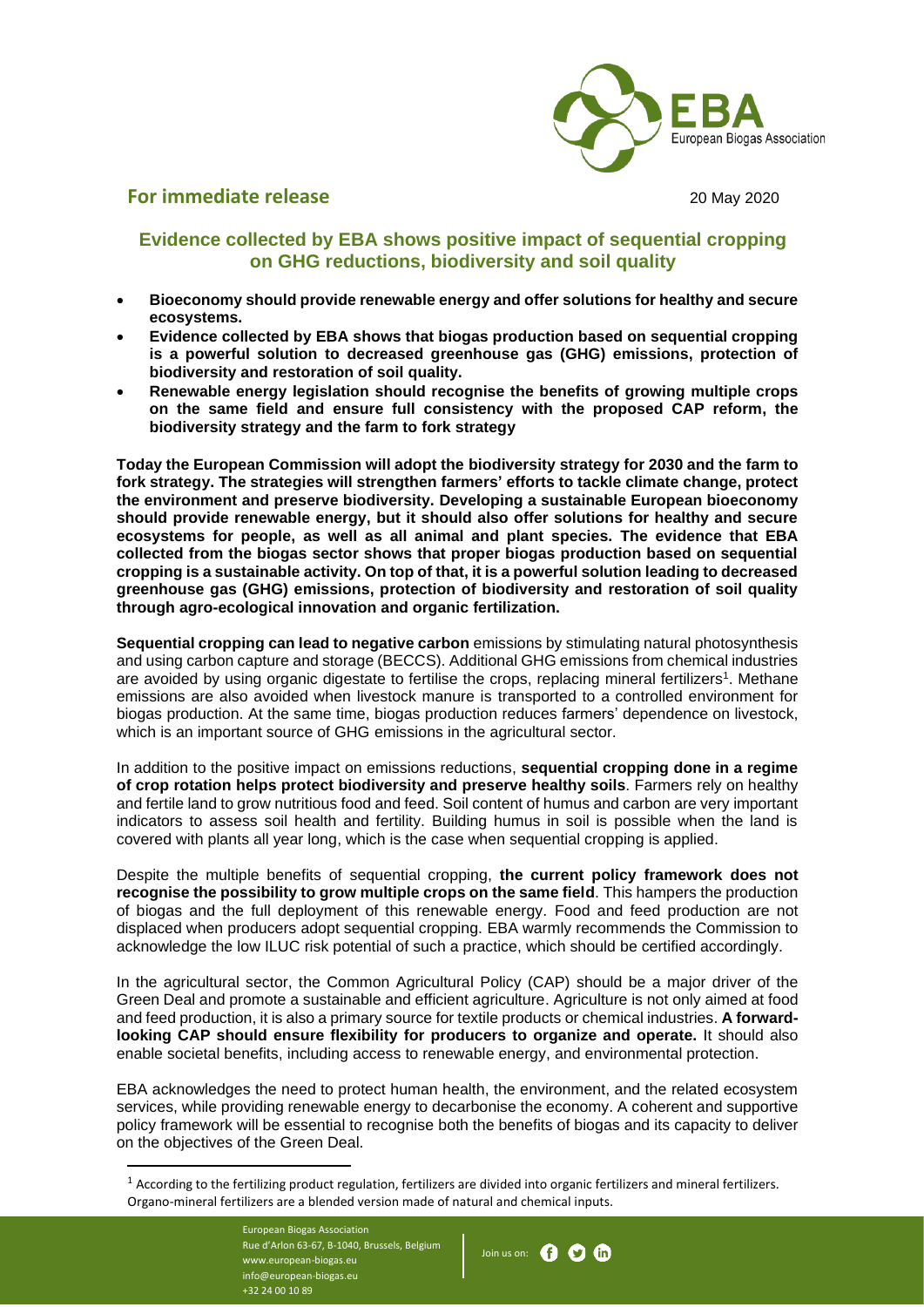**For immediate release**

20 May 2020

## Evidence collected by EBA shows positive impact of sequential cropping on GHG reductions, biodiversity and soil quality

- **Bioeconomy should provide renewable energy and offer solutions for healthy and secure ecosystems.**
- **Evidence collected by EBA shows that biogas production based on sequential cropping is a powerful solution to decreased greenhouse gas (GHG) emissions, protection of biodiversity and restoration of soil quality.**
- **Renewable energy legislation should recognise the benefits of growing multiple crops on the same field and ensure full consistency with the proposed CAP reform, the biodiversity strategy and the farm to fork strategy**

**Today the European Commission will adopt the biodiversity strategy for 2030 and the farm to fork strategy. The strategies will strengthen farmers' efforts to tackle climate change, protect the environment and preserve biodiversity. Developing a sustainable European bioeconomy should provide renewable energy, but it should also offer solutions for healthy and secure ecosystems for people, as well as all animal and plant species. The evidence that EBA collected from the biogas sector shows that proper biogas production based on sequential cropping is a sustainable activity. On top of that, it is a powerful solution leading to decreased greenhouse gas (GHG) emissions, protection of biodiversity and restoration of soil quality through agro-ecological innovation and organic fertilization.**

**Sequential cropping can lead to negative carbon** emissions by stimulating natural photosynthesis and using carbon capture and storage (BECCS). Additional GHG emissions from chemical industries are avoided by using organic digestate to fertilise the crops, replacing mineral fertilizers[1]. Methane emissions are also avoided when livestock manure is transported to a controlled environment for biogas production. At the same time, biogas production reduces farmers' dependence on livestock, which is an important source of GHG emissions in the agricultural sector.

In addition to the positive impact on emissions reductions, **sequential cropping done in a regime of crop rotation helps protect biodiversity and preserve healthy soils**. Farmers rely on healthy and fertile land to grow nutritious food and feed. Soil content of humus and carbon are very important indicators to assess soil health and fertility. Building humus in soil is possible when the land is covered with plants all year long, which is the case when sequential cropping is applied.

Despite the multiple benefits of sequential cropping, **the current policy framework does not recognise the possibility to grow multiple crops on the same field**. This hampers the production of biogas and the full deployment of this renewable energy. Food and feed production are not displaced when producers adopt sequential cropping. EBA warmly recommends the Commission to acknowledge the low ILUC risk potential of such a practice, which should be certified accordingly.

In the agricultural sector, the Common Agricultural Policy (CAP) should be a major driver of the Green Deal and promote a sustainable and efficient agriculture. Agriculture is not only aimed at food and feed production, it is also a primary source for textile products or chemical industries. **A forward-looking CAP should ensure flexibility for producers to organize and operate.** It should also enable societal benefits, including access to renewable energy, and environmental protection.

EBA acknowledges the need to protect human health, the environment, and the related ecosystem services, while providing renewable energy to decarbonise the economy. A coherent and supportive policy framework will be essential to recognise both the benefits of biogas and its capacity to deliver on the objectives of the Green Deal.

[1] According to the fertilizing product regulation, fertilizers are divided into organic fertilizers and mineral fertilizers. Organo-mineral fertilizers are a blended version made of natural and chemical inputs.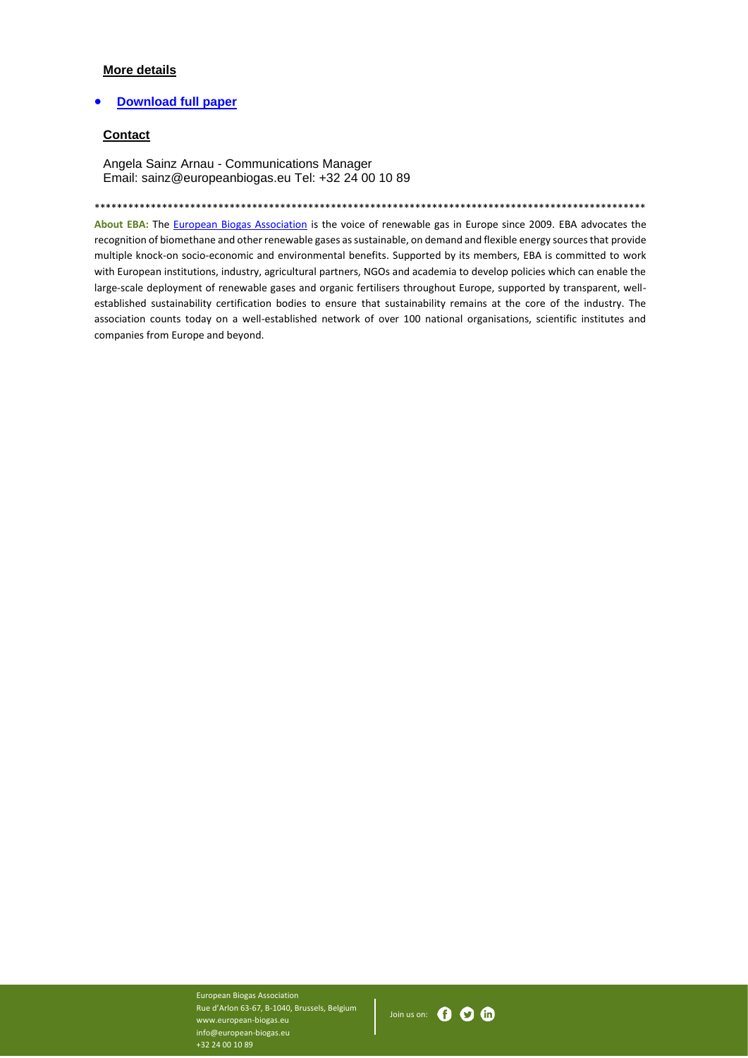**More details**

- **Download full paper**

**Contact**

Angela Sainz Arnau - Communications Manager
Email: sainz@europeanbiogas.eu Tel: +32 24 00 10 89

****************************************************************************************************

**About EBA:** The European Biogas Association is the voice of renewable gas in Europe since 2009. EBA advocates the recognition of biomethane and other renewable gases as sustainable, on demand and flexible energy sources that provide multiple knock-on socio-economic and environmental benefits. Supported by its members, EBA is committed to work with European institutions, industry, agricultural partners, NGOs and academia to develop policies which can enable the large-scale deployment of renewable gases and organic fertilisers throughout Europe, supported by transparent, well-established sustainability certification bodies to ensure that sustainability remains at the core of the industry. The association counts today on a well-established network of over 100 national organisations, scientific institutes and companies from Europe and beyond.

European Biogas Association
Rue d'Arlon 63-67, B-1040, Brussels, Belgium
www.european-biogas.eu
info@european-biogas.eu
+32 24 00 10 89

Join us on: